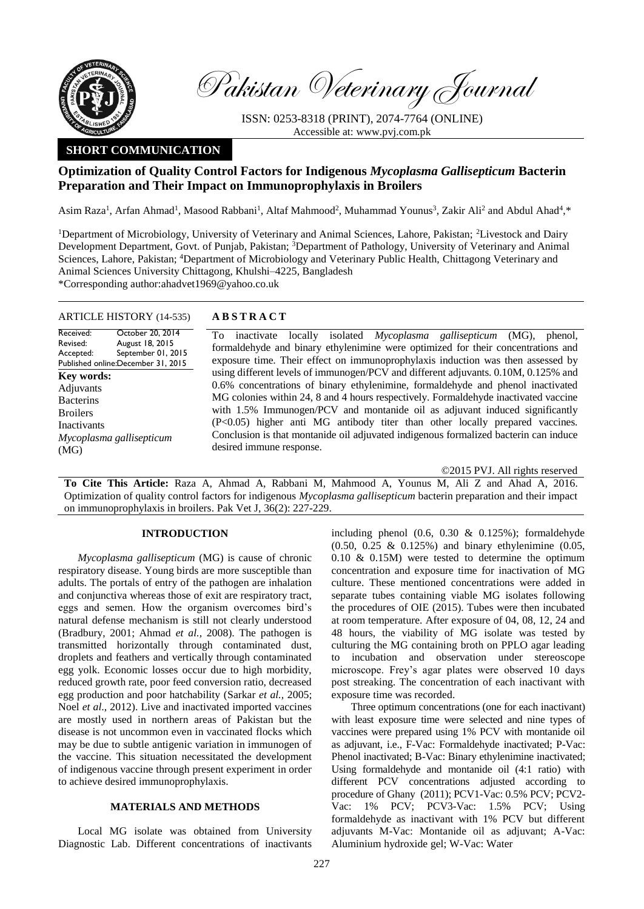Pakistan Veterinary Journal

ISSN: 0253-8318 (PRINT), 2074-7764 (ONLINE)
Accessible at: www.pvj.com.pk

**SHORT COMMUNICATION**

# Optimization of Quality Control Factors for Indigenous *Mycoplasma Gallisepticum* Bacterin Preparation and Their Impact on Immunoprophylaxis in Broilers

Asim Raza[1], Arfan Ahmad[1], Masood Rabbani[1], Altaf Mahmood[2], Muhammad Younus[3], Zakir Ali[2] and Abdul Ahad[4],*

[1]Department of Microbiology, University of Veterinary and Animal Sciences, Lahore, Pakistan; [2]Livestock and Dairy Development Department, Govt. of Punjab, Pakistan; [3]Department of Pathology, University of Veterinary and Animal Sciences, Lahore, Pakistan; [4]Department of Microbiology and Veterinary Public Health, Chittagong Veterinary and Animal Sciences University Chittagong, Khulshi–4225, Bangladesh
*Corresponding author:ahadvet1969@yahoo.co.uk

**ARTICLE HISTORY** (14-535)

Received: October 20, 2014
Revised: August 18, 2015
Accepted: September 01, 2015
Published online: December 31, 2015

**Key words:**
Adjuvants
Bacterins
Broilers
Inactivants
*Mycoplasma gallisepticum* (MG)

**ABSTRACT**

To inactivate locally isolated *Mycoplasma gallisepticum* (MG), phenol, formaldehyde and binary ethylenimine were optimized for their concentrations and exposure time. Their effect on immunoprophylaxis induction was then assessed by using different levels of immunogen/PCV and different adjuvants. 0.10M, 0.125% and 0.6% concentrations of binary ethylenimine, formaldehyde and phenol inactivated MG colonies within 24, 8 and 4 hours respectively. Formaldehyde inactivated vaccine with 1.5% Immunogen/PCV and montanide oil as adjuvant induced significantly ($P<0.05$) higher anti MG antibody titer than other locally prepared vaccines. Conclusion is that montanide oil adjuvated indigenous formalized bacterin can induce desired immune response.

©2015 PVJ. All rights reserved

**To Cite This Article:** Raza A, Ahmad A, Rabbani M, Mahmood A, Younus M, Ali Z and Ahad A, 2016. Optimization of quality control factors for indigenous *Mycoplasma gallisepticum* bacterin preparation and their impact on immunoprophylaxis in broilers. Pak Vet J, 36(2): 227-229.

## INTRODUCTION

*Mycoplasma gallisepticum* (MG) is cause of chronic respiratory disease. Young birds are more susceptible than adults. The portals of entry of the pathogen are inhalation and conjunctiva whereas those of exit are respiratory tract, eggs and semen. How the organism overcomes bird's natural defense mechanism is still not clearly understood (Bradbury, 2001; Ahmad *et al.*, 2008). The pathogen is transmitted horizontally through contaminated dust, droplets and feathers and vertically through contaminated egg yolk. Economic losses occur due to high morbidity, reduced growth rate, poor feed conversion ratio, decreased egg production and poor hatchability (Sarkar *et al.*, 2005; Noel *et al.*, 2012). Live and inactivated imported vaccines are mostly used in northern areas of Pakistan but the disease is not uncommon even in vaccinated flocks which may be due to subtle antigenic variation in immunogen of the vaccine. This situation necessitated the development of indigenous vaccine through present experiment in order to achieve desired immunoprophylaxis.

## MATERIALS AND METHODS

Local MG isolate was obtained from University Diagnostic Lab. Different concentrations of inactivants including phenol (0.6, 0.30 & 0.125%); formaldehyde (0.50, 0.25 & 0.125%) and binary ethylenimine (0.05, 0.10 & 0.15M) were tested to determine the optimum concentration and exposure time for inactivation of MG culture. These mentioned concentrations were added in separate tubes containing viable MG isolates following the procedures of OIE (2015). Tubes were then incubated at room temperature. After exposure of 04, 08, 12, 24 and 48 hours, the viability of MG isolate was tested by culturing the MG containing broth on PPLO agar leading to incubation and observation under stereoscope microscope. Frey's agar plates were observed 10 days post streaking. The concentration of each inactivant with exposure time was recorded.

Three optimum concentrations (one for each inactivant) with least exposure time were selected and nine types of vaccines were prepared using 1% PCV with montanide oil as adjuvant, i.e., F-Vac: Formaldehyde inactivated; P-Vac: Phenol inactivated; B-Vac: Binary ethylenimine inactivated; Using formaldehyde and montanide oil (4:1 ratio) with different PCV concentrations adjusted according to procedure of Ghany (2011); PCV1-Vac: 0.5% PCV; PCV2-Vac: 1% PCV; PCV3-Vac: 1.5% PCV; Using formaldehyde as inactivant with 1% PCV but different adjuvants M-Vac: Montanide oil as adjuvant; A-Vac: Aluminium hydroxide gel; W-Vac: Water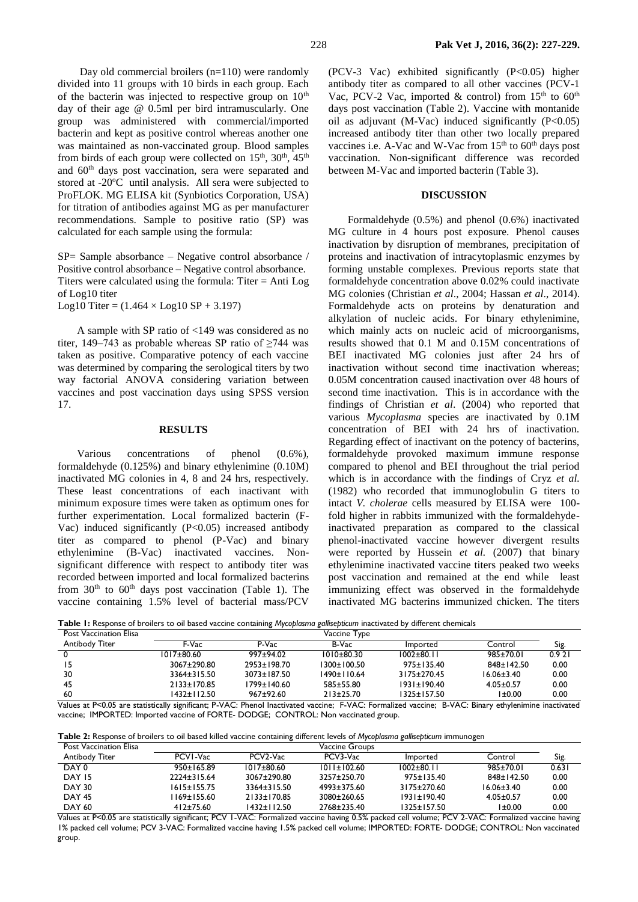Day old commercial broilers (n=110) were randomly divided into 11 groups with 10 birds in each group. Each of the bacterin was injected to respective group on 10$^{th}$ day of their age @ 0.5ml per bird intramuscularly. One group was administered with commercial/imported bacterin and kept as positive control whereas another one was maintained as non-vaccinated group. Blood samples from birds of each group were collected on 15$^{th}$, 30$^{th}$, 45$^{th}$ and 60$^{th}$ days post vaccination, sera were separated and stored at -20ºC until analysis. All sera were subjected to ProFLOK. MG ELISA kit (Synbiotics Corporation, USA) for titration of antibodies against MG as per manufacturer recommendations. Sample to positive ratio (SP) was calculated for each sample using the formula:

SP= Sample absorbance – Negative control absorbance / Positive control absorbance – Negative control absorbance. Titers were calculated using the formula: Titer = Anti Log of Log10 titer

Log10 Titer = (1.464 × Log10 SP + 3.197)

A sample with SP ratio of <149 was considered as no titer, 149–743 as probable whereas SP ratio of ≥744 was taken as positive. Comparative potency of each vaccine was determined by comparing the serological titers by two way factorial ANOVA considering variation between vaccines and post vaccination days using SPSS version 17.

## RESULTS

Various concentrations of phenol (0.6%), formaldehyde (0.125%) and binary ethylenimine (0.10M) inactivated MG colonies in 4, 8 and 24 hrs, respectively. These least concentrations of each inactivant with minimum exposure times were taken as optimum ones for further experimentation. Local formalized bacterin (F-Vac) induced significantly (P<0.05) increased antibody titer as compared to phenol (P-Vac) and binary ethylenimine (B-Vac) inactivated vaccines. Non-significant difference with respect to antibody titer was recorded between imported and local formalized bacterins from 30$^{th}$ to 60$^{th}$ days post vaccination (Table 1). The vaccine containing 1.5% level of bacterial mass/PCV (PCV-3 Vac) exhibited significantly (P<0.05) higher antibody titer as compared to all other vaccines (PCV-1 Vac, PCV-2 Vac, imported & control) from 15$^{th}$ to 60$^{th}$ days post vaccination (Table 2). Vaccine with montanide oil as adjuvant (M-Vac) induced significantly (P<0.05) increased antibody titer than other two locally prepared vaccines i.e. A-Vac and W-Vac from 15$^{th}$ to 60$^{th}$ days post vaccination. Non-significant difference was recorded between M-Vac and imported bacterin (Table 3).

## DISCUSSION

Formaldehyde (0.5%) and phenol (0.6%) inactivated MG culture in 4 hours post exposure. Phenol causes inactivation by disruption of membranes, precipitation of proteins and inactivation of intracytoplasmic enzymes by forming unstable complexes. Previous reports state that formaldehyde concentration above 0.02% could inactivate MG colonies (Christian *et al*., 2004; Hassan *et al*., 2014). Formaldehyde acts on proteins by denaturation and alkylation of nucleic acids. For binary ethylenimine, which mainly acts on nucleic acid of microorganisms, results showed that 0.1 M and 0.15M concentrations of BEI inactivated MG colonies just after 24 hrs of inactivation without second time inactivation whereas; 0.05M concentration caused inactivation over 48 hours of second time inactivation. This is in accordance with the findings of Christian *et al*. (2004) who reported that various *Mycoplasma* species are inactivated by 0.1M concentration of BEI with 24 hrs of inactivation. Regarding effect of inactivant on the potency of bacterins, formaldehyde provoked maximum immune response compared to phenol and BEI throughout the trial period which is in accordance with the findings of Cryz *et al.* (1982) who recorded that immunoglobulin G titers to intact *V. cholerae* cells measured by ELISA were 100-fold higher in rabbits immunized with the formaldehyde-inactivated preparation as compared to the classical phenol-inactivated vaccine however divergent results were reported by Hussein *et al.* (2007) that binary ethylenimine inactivated vaccine titers peaked two weeks post vaccination and remained at the end while least immunizing effect was observed in the formaldehyde inactivated MG bacterins immunized chicken. The titers

**Table 1:** Response of broilers to oil based vaccine containing *Mycoplasma gallisepticum* inactivated by different chemicals

| Post Vaccination Elisa Antibody Titer | Vaccine Type | | | | | |
|---|---|---|---|---|---|---|
| | F-Vac | P-Vac | B-Vac | Imported | Control | Sig. |
| 0 | 1017±80.60 | 997±94.02 | 1010±80.30 | 1002±80.11 | 985±70.01 | 0.9 21 |
| 15 | 3067±290.80 | 2953±198.70 | 1300±100.50 | 975±135.40 | 848±142.50 | 0.00 |
| 30 | 3364±315.50 | 3073±187.50 | 1490±110.64 | 3175±270.45 | 16.06±3.40 | 0.00 |
| 45 | 2133±170.85 | 1799±140.60 | 585±55.80 | 1931±190.40 | 4.05±0.57 | 0.00 |
| 60 | 1432±112.50 | 967±92.60 | 213±25.70 | 1325±157.50 | 1±0.00 | 0.00 |

Values at P<0.05 are statistically significant; P-VAC: Phenol Inactivated vaccine; F-VAC: Formalized vaccine; B-VAC: Binary ethylenimine inactivated vaccine; IMPORTED: Imported vaccine of FORTE- DODGE; CONTROL: Non vaccinated group.

**Table 2:** Response of broilers to oil based killed vaccine containing different levels of *Mycoplasma gallisepticum* immunogen

| Post Vaccination Elisa Antibody Titer | Vaccine Groups | | | | | |
|---|---|---|---|---|---|---|
| | PCV1-Vac | PCV2-Vac | PCV3-Vac | Imported | Control | Sig. |
| DAY 0 | 950±165.89 | 1017±80.60 | 1011±102.60 | 1002±80.11 | 985±70.01 | 0.631 |
| DAY 15 | 2224±315.64 | 3067±290.80 | 3257±250.70 | 975±135.40 | 848±142.50 | 0.00 |
| DAY 30 | 1615±155.75 | 3364±315.50 | 4993±375.60 | 3175±270.60 | 16.06±3.40 | 0.00 |
| DAY 45 | 1169±155.60 | 2133±170.85 | 3080±260.65 | 1931±190.40 | 4.05±0.57 | 0.00 |
| DAY 60 | 412±75.60 | 1432±112.50 | 2768±235.40 | 1325±157.50 | 1±0.00 | 0.00 |

Values at P<0.05 are statistically significant; PCV 1-VAC: Formalized vaccine having 0.5% packed cell volume; PCV 2-VAC: Formalized vaccine having 1% packed cell volume; PCV 3-VAC: Formalized vaccine having 1.5% packed cell volume; IMPORTED: FORTE- DODGE; CONTROL: Non vaccinated group.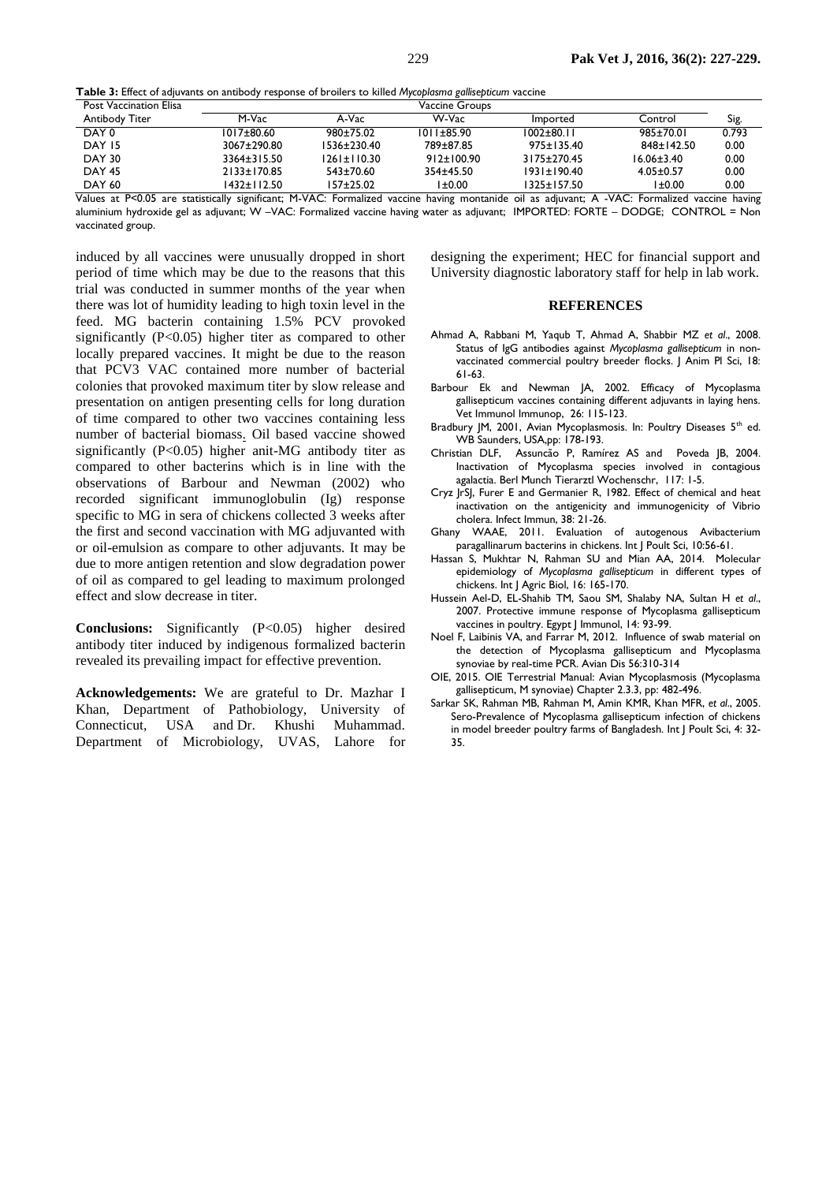**Table 3:** Effect of adjuvants on antibody response of broilers to killed *Mycoplasma gallisepticum* vaccine

| Post Vaccination Elisa Antibody Titer | Vaccine Groups | | | | | Sig. |
|---|---|---|---|---|---|---|
| | M-Vac | A-Vac | W-Vac | Imported | Control | |
| DAY 0 | 1017±80.60 | 980±75.02 | 1011±85.90 | 1002±80.11 | 985±70.01 | 0.793 |
| DAY 15 | 3067±290.80 | 1536±230.40 | 789±87.85 | 975±135.40 | 848±142.50 | 0.00 |
| DAY 30 | 3364±315.50 | 1261±110.30 | 912±100.90 | 3175±270.45 | 16.06±3.40 | 0.00 |
| DAY 45 | 2133±170.85 | 543±70.60 | 354±45.50 | 1931±190.40 | 4.05±0.57 | 0.00 |
| DAY 60 | 1432±112.50 | 157±25.02 | 1±0.00 | 1325±157.50 | 1±0.00 | 0.00 |

Values at P<0.05 are statistically significant; M-VAC: Formalized vaccine having montanide oil as adjuvant; A -VAC: Formalized vaccine having aluminium hydroxide gel as adjuvant; W –VAC: Formalized vaccine having water as adjuvant; IMPORTED: FORTE – DODGE; CONTROL = Non vaccinated group.

induced by all vaccines were unusually dropped in short period of time which may be due to the reasons that this trial was conducted in summer months of the year when there was lot of humidity leading to high toxin level in the feed. MG bacterin containing 1.5% PCV provoked significantly (P<0.05) higher titer as compared to other locally prepared vaccines. It might be due to the reason that PCV3 VAC contained more number of bacterial colonies that provoked maximum titer by slow release and presentation on antigen presenting cells for long duration of time compared to other two vaccines containing less number of bacterial biomass. Oil based vaccine showed significantly (P<0.05) higher anit-MG antibody titer as compared to other bacterins which is in line with the observations of Barbour and Newman (2002) who recorded significant immunoglobulin (Ig) response specific to MG in sera of chickens collected 3 weeks after the first and second vaccination with MG adjuvanted with or oil-emulsion as compare to other adjuvants. It may be due to more antigen retention and slow degradation power of oil as compared to gel leading to maximum prolonged effect and slow decrease in titer.

**Conclusions:** Significantly (P<0.05) higher desired antibody titer induced by indigenous formalized bacterin revealed its prevailing impact for effective prevention.

**Acknowledgements:** We are grateful to Dr. Mazhar I Khan, Department of Pathobiology, University of Connecticut, USA and Dr. Khushi Muhammad. Department of Microbiology, UVAS, Lahore for designing the experiment; HEC for financial support and University diagnostic laboratory staff for help in lab work.

## REFERENCES

Ahmad A, Rabbani M, Yaqub T, Ahmad A, Shabbir MZ *et al*., 2008. Status of IgG antibodies against *Mycoplasma gallisepticum* in non-vaccinated commercial poultry breeder flocks. J Anim Pl Sci, 18: 61-63.

Barbour Ek and Newman JA, 2002. Efficacy of Mycoplasma gallisepticum vaccines containing different adjuvants in laying hens. Vet Immunol Immunop, 26: 115-123.

Bradbury JM, 2001, Avian Mycoplasmosis. In: Poultry Diseases 5th ed. WB Saunders, USA,pp: 178-193.

Christian DLF, Assuncão P, Ramírez AS and Poveda JB, 2004. Inactivation of Mycoplasma species involved in contagious agalactia. Berl Munch Tierarztl Wochenschr, 117: 1-5.

Cryz JrSJ, Furer E and Germanier R, 1982. Effect of chemical and heat inactivation on the antigenicity and immunogenicity of Vibrio cholera. Infect Immun, 38: 21-26.

Ghany WAAE, 2011. Evaluation of autogenous Avibacterium paragallinarum bacterins in chickens. Int J Poult Sci, 10:56-61.

Hassan S, Mukhtar N, Rahman SU and Mian AA, 2014. Molecular epidemiology of *Mycoplasma gallisepticum* in different types of chickens. Int J Agric Biol, 16: 165-170.

Hussein Ael-D, EL-Shahib TM, Saou SM, Shalaby NA, Sultan H *et al*., 2007. Protective immune response of Mycoplasma gallisepticum vaccines in poultry. Egypt J Immunol, 14: 93-99.

Noel F, Laibinis VA, and Farrar M, 2012. Influence of swab material on the detection of Mycoplasma gallisepticum and Mycoplasma synoviae by real-time PCR. Avian Dis 56:310-314

OIE, 2015. OIE Terrestrial Manual: Avian Mycoplasmosis (Mycoplasma gallisepticum, M synoviae) Chapter 2.3.3, pp: 482-496.

Sarkar SK, Rahman MB, Rahman M, Amin KMR, Khan MFR, *et al*., 2005. Sero-Prevalence of Mycoplasma gallisepticum infection of chickens in model breeder poultry farms of Bangladesh. Int J Poult Sci, 4: 32-35.